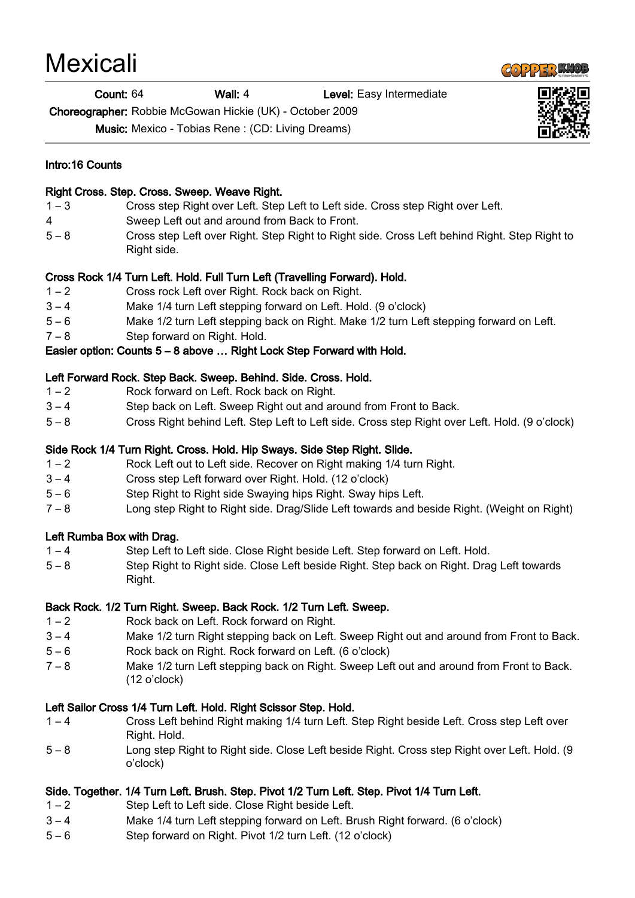# Mexicali

**Count:** 64 **Wall:** 4 **Level:** Easy Intermediate

**Choreographer:** Robbie McGowan Hickie (UK) - October 2009

**Music:** Mexico - Tobias Rene : (CD: Living Dreams)

**Intro:16 Counts**

**Right Cross. Step. Cross. Sweep. Weave Right.**

| | |
|---|---|
| 1 – 3 | Cross step Right over Left. Step Left to Left side. Cross step Right over Left. |
| 4 | Sweep Left out and around from Back to Front. |
| 5 – 8 | Cross step Left over Right. Step Right to Right side. Cross Left behind Right. Step Right to Right side. |

**Cross Rock 1/4 Turn Left. Hold. Full Turn Left (Travelling Forward). Hold.**

| | |
|---|---|
| 1 – 2 | Cross rock Left over Right. Rock back on Right. |
| 3 – 4 | Make 1/4 turn Left stepping forward on Left. Hold. (9 o'clock) |
| 5 – 6 | Make 1/2 turn Left stepping back on Right. Make 1/2 turn Left stepping forward on Left. |
| 7 – 8 | Step forward on Right. Hold. |

**Easier option: Counts 5 – 8 above … Right Lock Step Forward with Hold.**

**Left Forward Rock. Step Back. Sweep. Behind. Side. Cross. Hold.**

| | |
|---|---|
| 1 – 2 | Rock forward on Left. Rock back on Right. |
| 3 – 4 | Step back on Left. Sweep Right out and around from Front to Back. |
| 5 – 8 | Cross Right behind Left. Step Left to Left side. Cross step Right over Left. Hold. (9 o'clock) |

**Side Rock 1/4 Turn Right. Cross. Hold. Hip Sways. Side Step Right. Slide.**

| | |
|---|---|
| 1 – 2 | Rock Left out to Left side. Recover on Right making 1/4 turn Right. |
| 3 – 4 | Cross step Left forward over Right. Hold. (12 o'clock) |
| 5 – 6 | Step Right to Right side Swaying hips Right. Sway hips Left. |
| 7 – 8 | Long step Right to Right side. Drag/Slide Left towards and beside Right. (Weight on Right) |

**Left Rumba Box with Drag.**

| | |
|---|---|
| 1 – 4 | Step Left to Left side. Close Right beside Left. Step forward on Left. Hold. |
| 5 – 8 | Step Right to Right side. Close Left beside Right. Step back on Right. Drag Left towards Right. |

**Back Rock. 1/2 Turn Right. Sweep. Back Rock. 1/2 Turn Left. Sweep.**

| | |
|---|---|
| 1 – 2 | Rock back on Left. Rock forward on Right. |
| 3 – 4 | Make 1/2 turn Right stepping back on Left. Sweep Right out and around from Front to Back. |
| 5 – 6 | Rock back on Right. Rock forward on Left. (6 o'clock) |
| 7 – 8 | Make 1/2 turn Left stepping back on Right. Sweep Left out and around from Front to Back. (12 o'clock) |

**Left Sailor Cross 1/4 Turn Left. Hold. Right Scissor Step. Hold.**

| | |
|---|---|
| 1 – 4 | Cross Left behind Right making 1/4 turn Left. Step Right beside Left. Cross step Left over Right. Hold. |
| 5 – 8 | Long step Right to Right side. Close Left beside Right. Cross step Right over Left. Hold. (9 o'clock) |

**Side. Together. 1/4 Turn Left. Brush. Step. Pivot 1/2 Turn Left. Step. Pivot 1/4 Turn Left.**

| | |
|---|---|
| 1 – 2 | Step Left to Left side. Close Right beside Left. |
| 3 – 4 | Make 1/4 turn Left stepping forward on Left. Brush Right forward. (6 o'clock) |
| 5 – 6 | Step forward on Right. Pivot 1/2 turn Left. (12 o'clock) |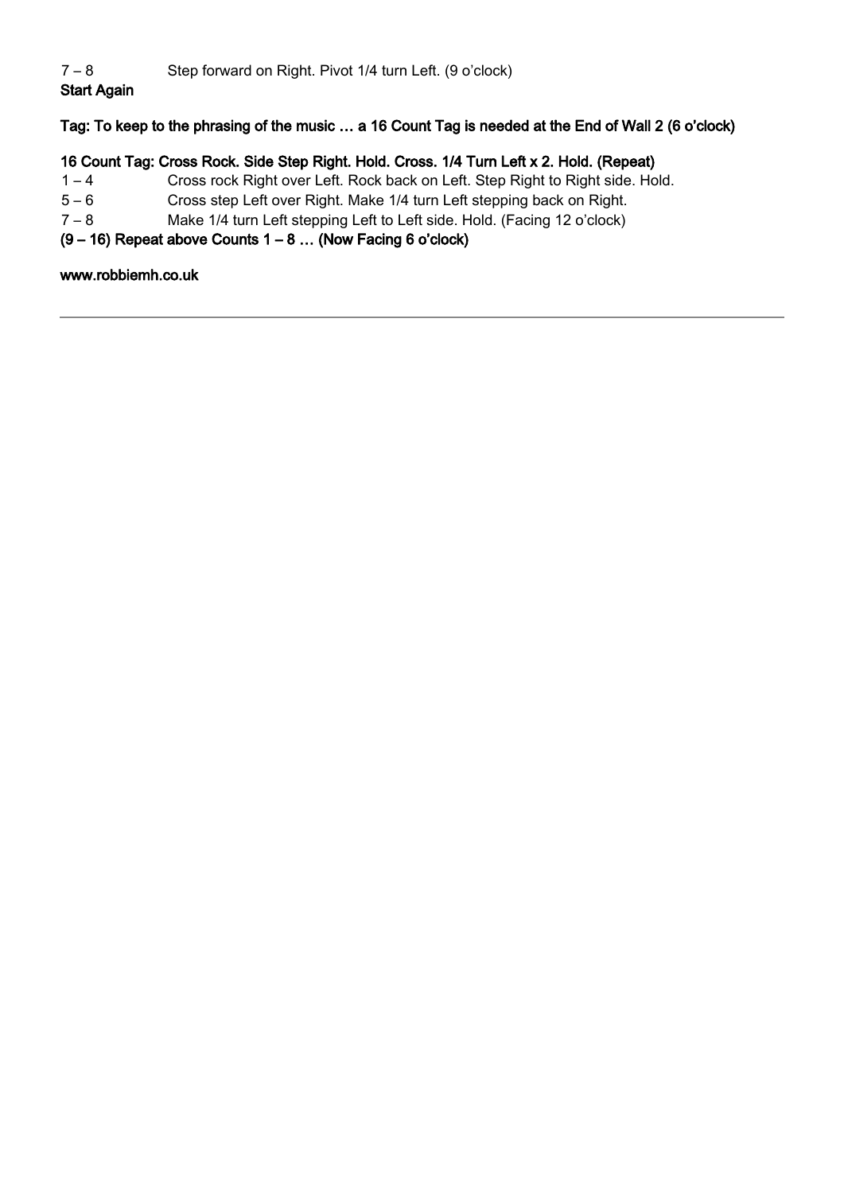7 – 8 Step forward on Right. Pivot 1/4 turn Left. (9 o'clock)

**Start Again**

**Tag: To keep to the phrasing of the music … a 16 Count Tag is needed at the End of Wall 2 (6 o'clock)**

**16 Count Tag: Cross Rock. Side Step Right. Hold. Cross. 1/4 Turn Left x 2. Hold. (Repeat)**

1 – 4 Cross rock Right over Left. Rock back on Left. Step Right to Right side. Hold.

5 – 6 Cross step Left over Right. Make 1/4 turn Left stepping back on Right.

7 – 8 Make 1/4 turn Left stepping Left to Left side. Hold. (Facing 12 o'clock)

**(9 – 16) Repeat above Counts 1 – 8 … (Now Facing 6 o'clock)**

**www.robbiemh.co.uk**